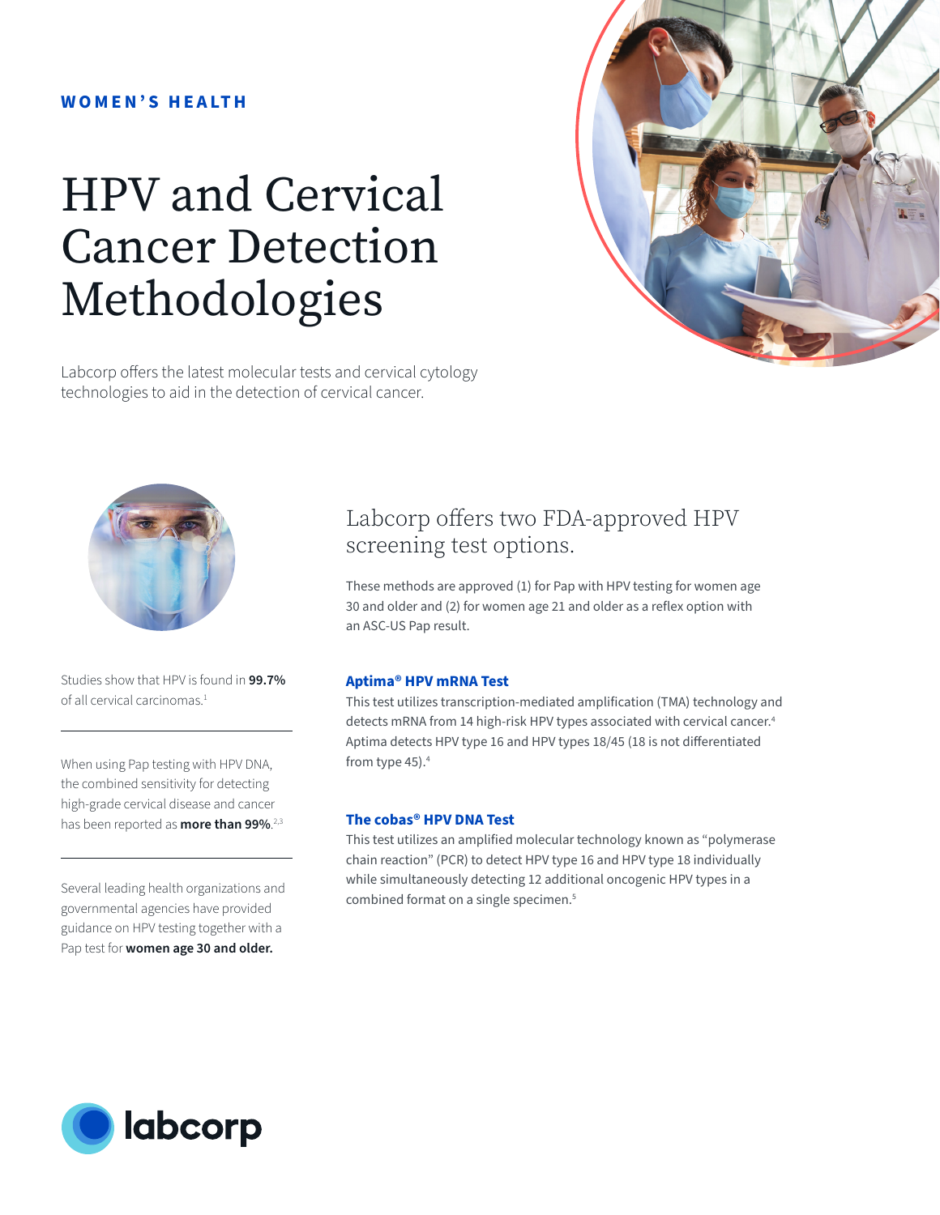WOMEN'S HEALTH

# HPV and Cervical Cancer Detection Methodologies

Labcorp offers the latest molecular tests and cervical cytology technologies to aid in the detection of cervical cancer.

Studies show that HPV is found in **99.7%** of all cervical carcinomas.[1]

When using Pap testing with HPV DNA, the combined sensitivity for detecting high-grade cervical disease and cancer has been reported as **more than 99%**.[2,3]

Several leading health organizations and governmental agencies have provided guidance on HPV testing together with a Pap test for **women age 30 and older.**

## Labcorp offers two FDA-approved HPV screening test options.

These methods are approved (1) for Pap with HPV testing for women age 30 and older and (2) for women age 21 and older as a reflex option with an ASC-US Pap result.

### Aptima® HPV mRNA Test

This test utilizes transcription-mediated amplification (TMA) technology and detects mRNA from 14 high-risk HPV types associated with cervical cancer.[4] Aptima detects HPV type 16 and HPV types 18/45 (18 is not differentiated from type 45).[4]

### The cobas® HPV DNA Test

This test utilizes an amplified molecular technology known as "polymerase chain reaction" (PCR) to detect HPV type 16 and HPV type 18 individually while simultaneously detecting 12 additional oncogenic HPV types in a combined format on a single specimen.[5]

labcorp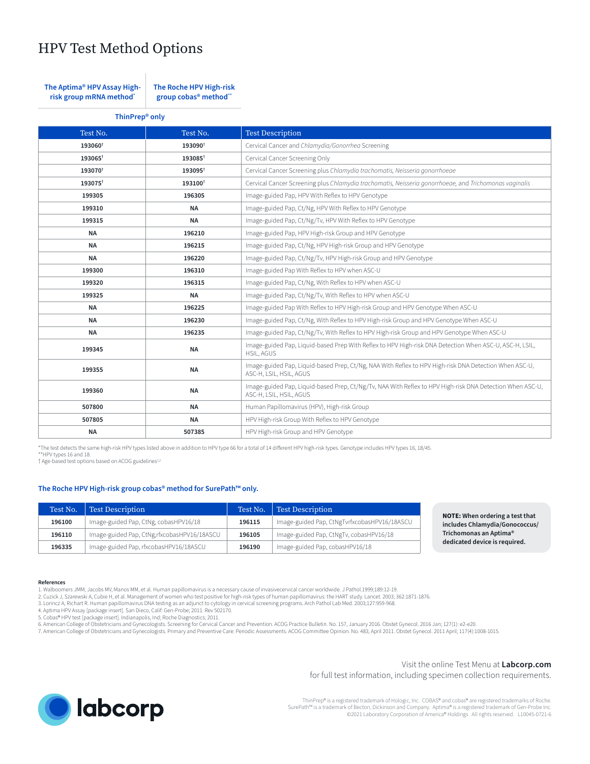# HPV Test Method Options

| The Aptima® HPV Assay High-risk group mRNA method* | The Roche HPV High-risk group cobas® method** | |
|---|---|---|
| ThinPrep® only | | |
| **Test No.** | **Test No.** | **Test Description** |
| 193060† | 193090† | Cervical Cancer and *Chlamydia/Gonorrhea* Screening |
| 193065† | 193085† | Cervical Cancer Screening Only |
| 193070† | 193095† | Cervical Cancer Screening plus *Chlamydia trachomatis, Neisseria gonorrhoeae* |
| 193075† | 193100† | Cervical Cancer Screening plus *Chlamydia trachomatis, Neisseria gonorrhoeae,* and *Trichomonas vaginalis* |
| 199305 | 196305 | Image-guided Pap, HPV With Reflex to HPV Genotype |
| 199310 | NA | Image-guided Pap, Ct/Ng, HPV With Reflex to HPV Genotype |
| 199315 | NA | Image-guided Pap, Ct/Ng/Tv, HPV With Reflex to HPV Genotype |
| NA | 196210 | Image-guided Pap, HPV High-risk Group and HPV Genotype |
| NA | 196215 | Image-guided Pap, Ct/Ng, HPV High-risk Group and HPV Genotype |
| NA | 196220 | Image-guided Pap, Ct/Ng/Tv, HPV High-risk Group and HPV Genotype |
| 199300 | 196310 | Image-guided Pap With Reflex to HPV when ASC-U |
| 199320 | 196315 | Image-guided Pap, Ct/Ng, With Reflex to HPV when ASC-U |
| 199325 | NA | Image-guided Pap, Ct/Ng/Tv, With Reflex to HPV when ASC-U |
| NA | 196225 | Image-guided Pap With Reflex to HPV High-risk Group and HPV Genotype When ASC-U |
| NA | 196230 | Image-guided Pap, Ct/Ng, With Reflex to HPV High-risk Group and HPV Genotype When ASC-U |
| NA | 196235 | Image-guided Pap, Ct/Ng/Tv, With Reflex to HPV High-risk Group and HPV Genotype When ASC-U |
| 199345 | NA | Image-guided Pap, Liquid-based Prep With Reflex to HPV High-risk DNA Detection When ASC-U, ASC-H, LSIL, HSIL, AGUS |
| 199355 | NA | Image-guided Pap, Liquid-based Prep, Ct/Ng, NAA With Reflex to HPV High-risk DNA Detection When ASC-U, ASC-H, LSIL, HSIL, AGUS |
| 199360 | NA | Image-guided Pap, Liquid-based Prep, Ct/Ng/Tv, NAA With Reflex to HPV High-risk DNA Detection When ASC-U, ASC-H, LSIL, HSIL, AGUS |
| 507800 | NA | Human Papillomavirus (HPV), High-risk Group |
| 507805 | NA | HPV High-risk Group With Reflex to HPV Genotype |
| NA | 507385 | HPV High-risk Group and HPV Genotype |

*The test detects the same high-risk HPV types listed above in addition to HPV type 66 for a total of 14 different HPV high-risk types. Genotype includes HPV types 16, 18/45.
**HPV types 16 and 18.
† Age-based test options based on ACOG guidelines[1,2]

### The Roche HPV High-risk group cobas® method for SurePath™ only.

| Test No. | Test Description | Test No. | Test Description |
|---|---|---|---|
| 196100 | Image-guided Pap, CtNg, cobasHPV16/18 | 196115 | Image-guided Pap, CtNgTvrfxcobasHPV16/18ASCU |
| 196110 | Image-guided Pap, CtNg,rfxcobasHPV16/18ASCU | 196105 | Image-guided Pap, CtNgTv, cobasHPV16/18 |
| 196335 | Image-guided Pap, rfxcobasHPV16/18ASCU | 196190 | Image-guided Pap, cobasHPV16/18 |

**NOTE: When ordering a test that includes Chlamydia/Gonococcus/ Trichomonas an Aptima® dedicated device is required.**

**References**

1. Walboomers JMM, Jacobs MV, Manos MM, et al. Human papillomavirus is a necessary cause of invasivecervical cancer worldwide. J Pathol.1999;189:12-19.
2. Cuzick J, Szarewski A, Cubie H, et al. Management of women who test positive for high-risk types of human papillomavirus: the HART study. Lancet. 2003; 362:1871-1876.
3. Lorincz A, Richart R. Human papillomavirus DNA testing as an adjunct to cytology in cervical screening programs. Arch Pathol Lab Med. 2003;127:959-968.
4. Aptima HPV Assay [package insert]. San Dieco, Calif: Gen-Probe; 2011. Rev 502170.
5. Cobas® HPV test [package insert]. Indianapolis, Ind; Roche Diagnostics; 2011.
6. American College of Obstetricians and Gynecologists. Screening for Cervical Cancer and Prevention. ACOG Practice Bulletin. No. 157, January 2016. Obstet Gynecol. 2016 Jan; 127(1): e2-e20.
7. American College of Obstetricians and Gynecologists. Primary and Preventive Care: Periodic Assessments. ACOG Committee Opinion. No. 483, April 2011. Obstet Gynecol. 2011 April; 117(4):1008-1015.

Visit the online Test Menu at **Labcorp.com**
for full test information, including specimen collection requirements.

labcorp

ThinPrep® is a registered trademark of Hologic, Inc. COBAS® and cobas® are registered trademarks of Roche. SurePath™ is a trademark of Becton, Dickinson and Company. Aptima® is a registered trademark of Gen-Probe Inc. ©2021 Laboratory Corporation of America® Holdings All rights reserved. L10045-0721-6